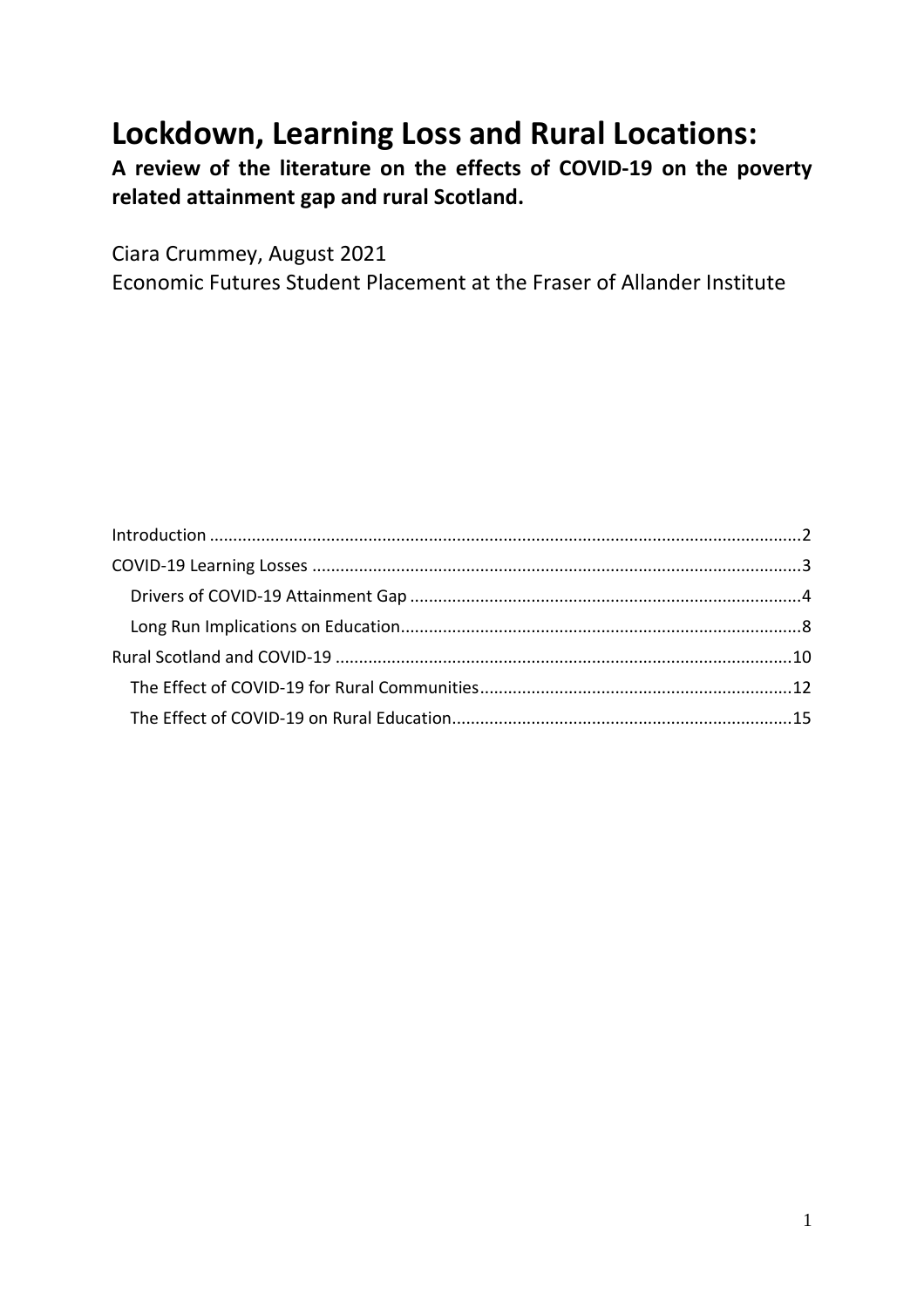# Lockdown, Learning Loss and Rural Locations:

**A review of the literature on the effects of COVID-19 on the poverty related attainment gap and rural Scotland.**

Ciara Crummey, August 2021

Economic Futures Student Placement at the Fraser of Allander Institute

- Introduction ....................................................................................................................2
- COVID-19 Learning Losses ...............................................................................................3
  - Drivers of COVID-19 Attainment Gap ........................................................................4
  - Long Run Implications on Education..........................................................................8
- Rural Scotland and COVID-19 .........................................................................................10
  - The Effect of COVID-19 for Rural Communities........................................................12
  - The Effect of COVID-19 on Rural Education..............................................................15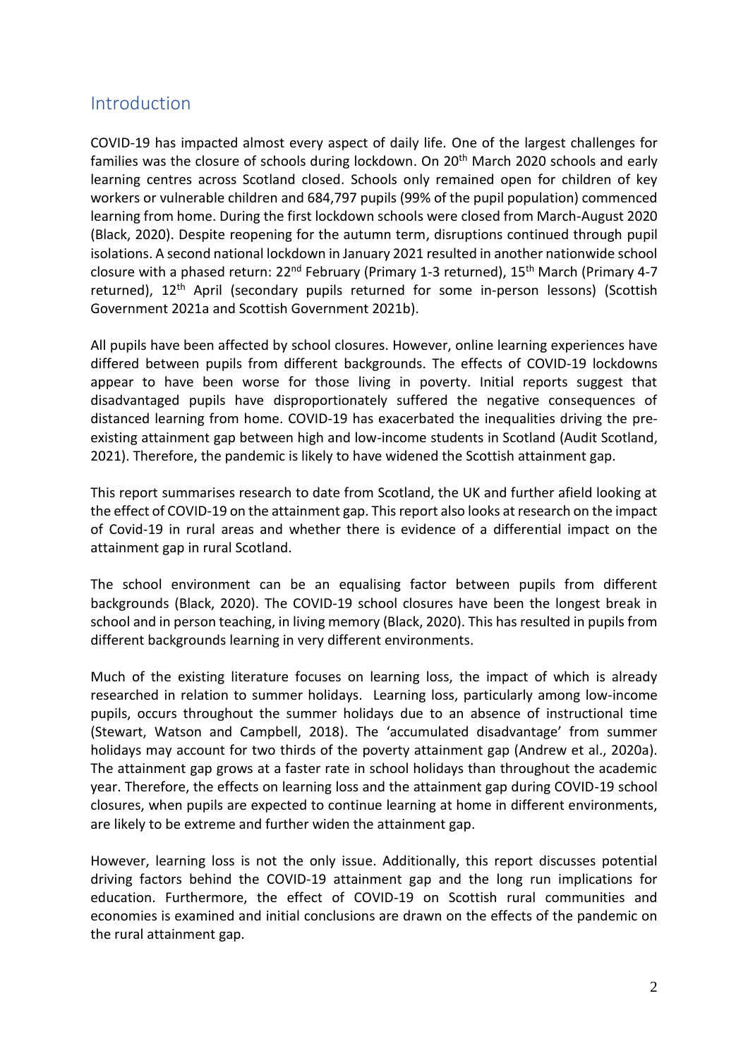## Introduction

COVID-19 has impacted almost every aspect of daily life. One of the largest challenges for families was the closure of schools during lockdown. On 20th March 2020 schools and early learning centres across Scotland closed. Schools only remained open for children of key workers or vulnerable children and 684,797 pupils (99% of the pupil population) commenced learning from home. During the first lockdown schools were closed from March-August 2020 (Black, 2020). Despite reopening for the autumn term, disruptions continued through pupil isolations. A second national lockdown in January 2021 resulted in another nationwide school closure with a phased return: 22nd February (Primary 1-3 returned), 15th March (Primary 4-7 returned), 12th April (secondary pupils returned for some in-person lessons) (Scottish Government 2021a and Scottish Government 2021b).

All pupils have been affected by school closures. However, online learning experiences have differed between pupils from different backgrounds. The effects of COVID-19 lockdowns appear to have been worse for those living in poverty. Initial reports suggest that disadvantaged pupils have disproportionately suffered the negative consequences of distanced learning from home. COVID-19 has exacerbated the inequalities driving the pre-existing attainment gap between high and low-income students in Scotland (Audit Scotland, 2021). Therefore, the pandemic is likely to have widened the Scottish attainment gap.

This report summarises research to date from Scotland, the UK and further afield looking at the effect of COVID-19 on the attainment gap. This report also looks at research on the impact of Covid-19 in rural areas and whether there is evidence of a differential impact on the attainment gap in rural Scotland.

The school environment can be an equalising factor between pupils from different backgrounds (Black, 2020). The COVID-19 school closures have been the longest break in school and in person teaching, in living memory (Black, 2020). This has resulted in pupils from different backgrounds learning in very different environments.

Much of the existing literature focuses on learning loss, the impact of which is already researched in relation to summer holidays. Learning loss, particularly among low-income pupils, occurs throughout the summer holidays due to an absence of instructional time (Stewart, Watson and Campbell, 2018). The 'accumulated disadvantage' from summer holidays may account for two thirds of the poverty attainment gap (Andrew et al., 2020a). The attainment gap grows at a faster rate in school holidays than throughout the academic year. Therefore, the effects on learning loss and the attainment gap during COVID-19 school closures, when pupils are expected to continue learning at home in different environments, are likely to be extreme and further widen the attainment gap.

However, learning loss is not the only issue. Additionally, this report discusses potential driving factors behind the COVID-19 attainment gap and the long run implications for education. Furthermore, the effect of COVID-19 on Scottish rural communities and economies is examined and initial conclusions are drawn on the effects of the pandemic on the rural attainment gap.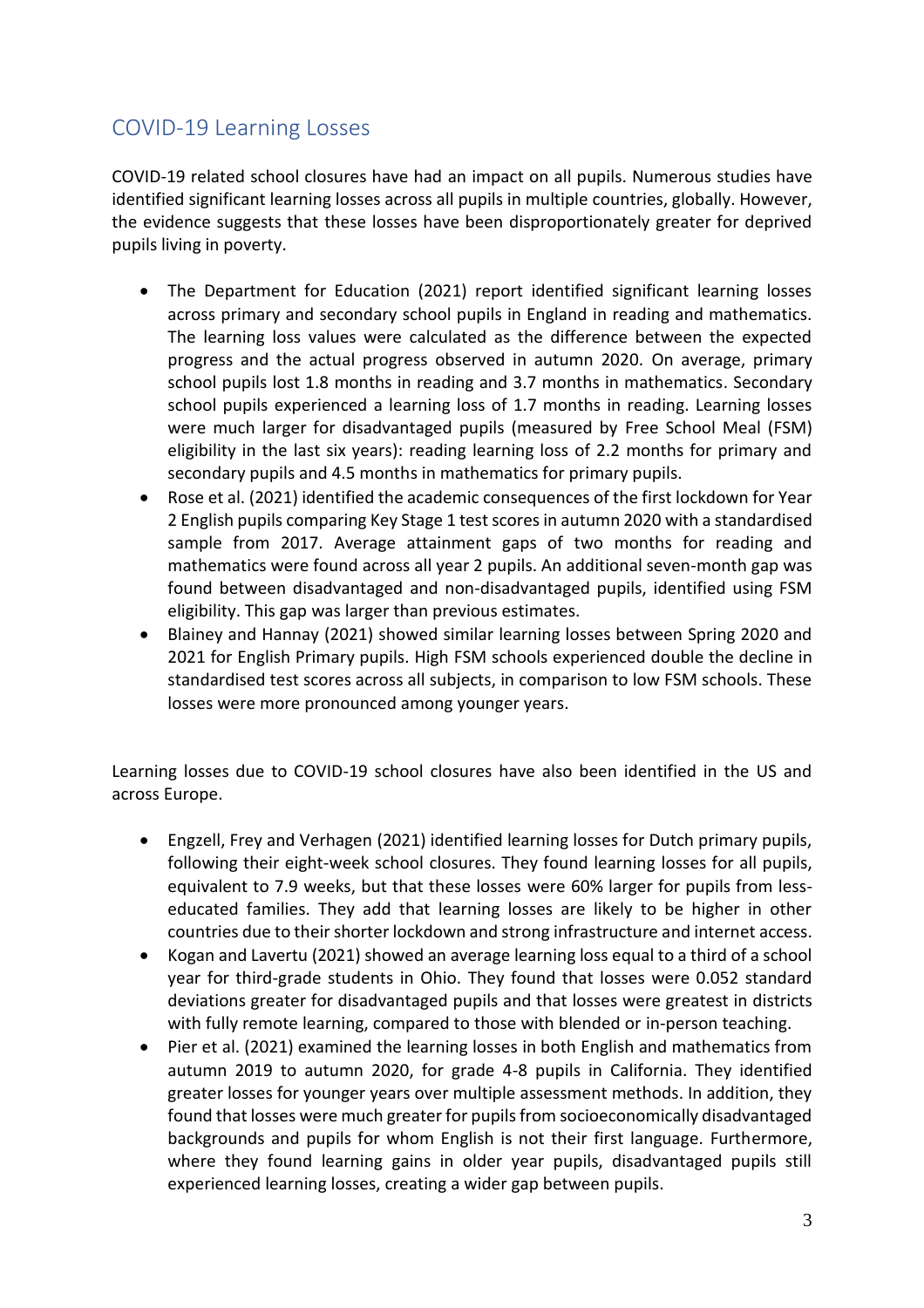## COVID-19 Learning Losses

COVID-19 related school closures have had an impact on all pupils. Numerous studies have identified significant learning losses across all pupils in multiple countries, globally. However, the evidence suggests that these losses have been disproportionately greater for deprived pupils living in poverty.

- The Department for Education (2021) report identified significant learning losses across primary and secondary school pupils in England in reading and mathematics. The learning loss values were calculated as the difference between the expected progress and the actual progress observed in autumn 2020. On average, primary school pupils lost 1.8 months in reading and 3.7 months in mathematics. Secondary school pupils experienced a learning loss of 1.7 months in reading. Learning losses were much larger for disadvantaged pupils (measured by Free School Meal (FSM) eligibility in the last six years): reading learning loss of 2.2 months for primary and secondary pupils and 4.5 months in mathematics for primary pupils.
- Rose et al. (2021) identified the academic consequences of the first lockdown for Year 2 English pupils comparing Key Stage 1 test scores in autumn 2020 with a standardised sample from 2017. Average attainment gaps of two months for reading and mathematics were found across all year 2 pupils. An additional seven-month gap was found between disadvantaged and non-disadvantaged pupils, identified using FSM eligibility. This gap was larger than previous estimates.
- Blainey and Hannay (2021) showed similar learning losses between Spring 2020 and 2021 for English Primary pupils. High FSM schools experienced double the decline in standardised test scores across all subjects, in comparison to low FSM schools. These losses were more pronounced among younger years.

Learning losses due to COVID-19 school closures have also been identified in the US and across Europe.

- Engzell, Frey and Verhagen (2021) identified learning losses for Dutch primary pupils, following their eight-week school closures. They found learning losses for all pupils, equivalent to 7.9 weeks, but that these losses were 60% larger for pupils from less-educated families. They add that learning losses are likely to be higher in other countries due to their shorter lockdown and strong infrastructure and internet access.
- Kogan and Lavertu (2021) showed an average learning loss equal to a third of a school year for third-grade students in Ohio. They found that losses were 0.052 standard deviations greater for disadvantaged pupils and that losses were greatest in districts with fully remote learning, compared to those with blended or in-person teaching.
- Pier et al. (2021) examined the learning losses in both English and mathematics from autumn 2019 to autumn 2020, for grade 4-8 pupils in California. They identified greater losses for younger years over multiple assessment methods. In addition, they found that losses were much greater for pupils from socioeconomically disadvantaged backgrounds and pupils for whom English is not their first language. Furthermore, where they found learning gains in older year pupils, disadvantaged pupils still experienced learning losses, creating a wider gap between pupils.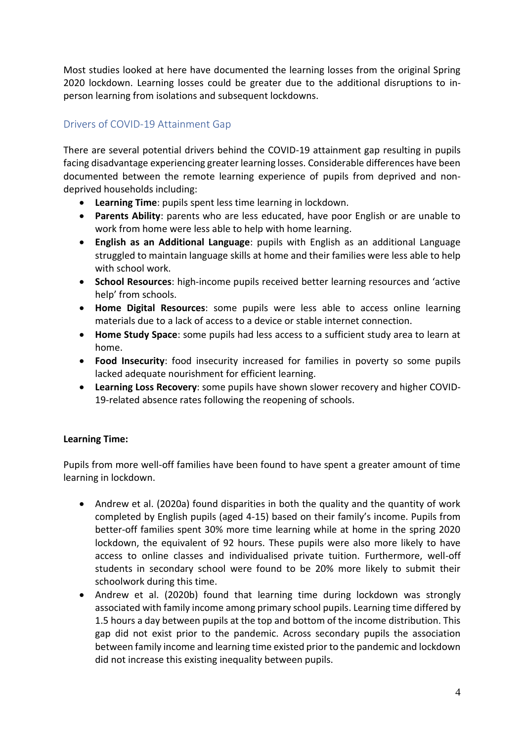Most studies looked at here have documented the learning losses from the original Spring 2020 lockdown. Learning losses could be greater due to the additional disruptions to in-person learning from isolations and subsequent lockdowns.

## Drivers of COVID-19 Attainment Gap

There are several potential drivers behind the COVID-19 attainment gap resulting in pupils facing disadvantage experiencing greater learning losses. Considerable differences have been documented between the remote learning experience of pupils from deprived and non-deprived households including:

- **Learning Time**: pupils spent less time learning in lockdown.
- **Parents Ability**: parents who are less educated, have poor English or are unable to work from home were less able to help with home learning.
- **English as an Additional Language**: pupils with English as an additional Language struggled to maintain language skills at home and their families were less able to help with school work.
- **School Resources**: high-income pupils received better learning resources and 'active help' from schools.
- **Home Digital Resources**: some pupils were less able to access online learning materials due to a lack of access to a device or stable internet connection.
- **Home Study Space**: some pupils had less access to a sufficient study area to learn at home.
- **Food Insecurity**: food insecurity increased for families in poverty so some pupils lacked adequate nourishment for efficient learning.
- **Learning Loss Recovery**: some pupils have shown slower recovery and higher COVID-19-related absence rates following the reopening of schools.

**Learning Time:**

Pupils from more well-off families have been found to have spent a greater amount of time learning in lockdown.

- Andrew et al. (2020a) found disparities in both the quality and the quantity of work completed by English pupils (aged 4-15) based on their family's income. Pupils from better-off families spent 30% more time learning while at home in the spring 2020 lockdown, the equivalent of 92 hours. These pupils were also more likely to have access to online classes and individualised private tuition. Furthermore, well-off students in secondary school were found to be 20% more likely to submit their schoolwork during this time.
- Andrew et al. (2020b) found that learning time during lockdown was strongly associated with family income among primary school pupils. Learning time differed by 1.5 hours a day between pupils at the top and bottom of the income distribution. This gap did not exist prior to the pandemic. Across secondary pupils the association between family income and learning time existed prior to the pandemic and lockdown did not increase this existing inequality between pupils.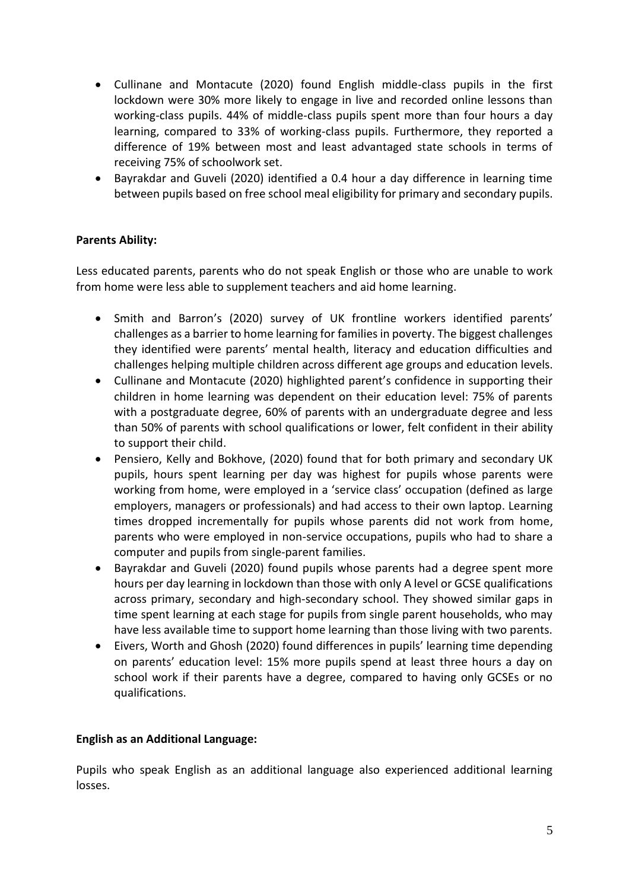- Cullinane and Montacute (2020) found English middle-class pupils in the first lockdown were 30% more likely to engage in live and recorded online lessons than working-class pupils. 44% of middle-class pupils spent more than four hours a day learning, compared to 33% of working-class pupils. Furthermore, they reported a difference of 19% between most and least advantaged state schools in terms of receiving 75% of schoolwork set.
- Bayrakdar and Guveli (2020) identified a 0.4 hour a day difference in learning time between pupils based on free school meal eligibility for primary and secondary pupils.

**Parents Ability:**

Less educated parents, parents who do not speak English or those who are unable to work from home were less able to supplement teachers and aid home learning.

- Smith and Barron's (2020) survey of UK frontline workers identified parents' challenges as a barrier to home learning for families in poverty. The biggest challenges they identified were parents' mental health, literacy and education difficulties and challenges helping multiple children across different age groups and education levels.
- Cullinane and Montacute (2020) highlighted parent's confidence in supporting their children in home learning was dependent on their education level: 75% of parents with a postgraduate degree, 60% of parents with an undergraduate degree and less than 50% of parents with school qualifications or lower, felt confident in their ability to support their child.
- Pensiero, Kelly and Bokhove, (2020) found that for both primary and secondary UK pupils, hours spent learning per day was highest for pupils whose parents were working from home, were employed in a 'service class' occupation (defined as large employers, managers or professionals) and had access to their own laptop. Learning times dropped incrementally for pupils whose parents did not work from home, parents who were employed in non-service occupations, pupils who had to share a computer and pupils from single-parent families.
- Bayrakdar and Guveli (2020) found pupils whose parents had a degree spent more hours per day learning in lockdown than those with only A level or GCSE qualifications across primary, secondary and high-secondary school. They showed similar gaps in time spent learning at each stage for pupils from single parent households, who may have less available time to support home learning than those living with two parents.
- Eivers, Worth and Ghosh (2020) found differences in pupils' learning time depending on parents' education level: 15% more pupils spend at least three hours a day on school work if their parents have a degree, compared to having only GCSEs or no qualifications.

**English as an Additional Language:**

Pupils who speak English as an additional language also experienced additional learning losses.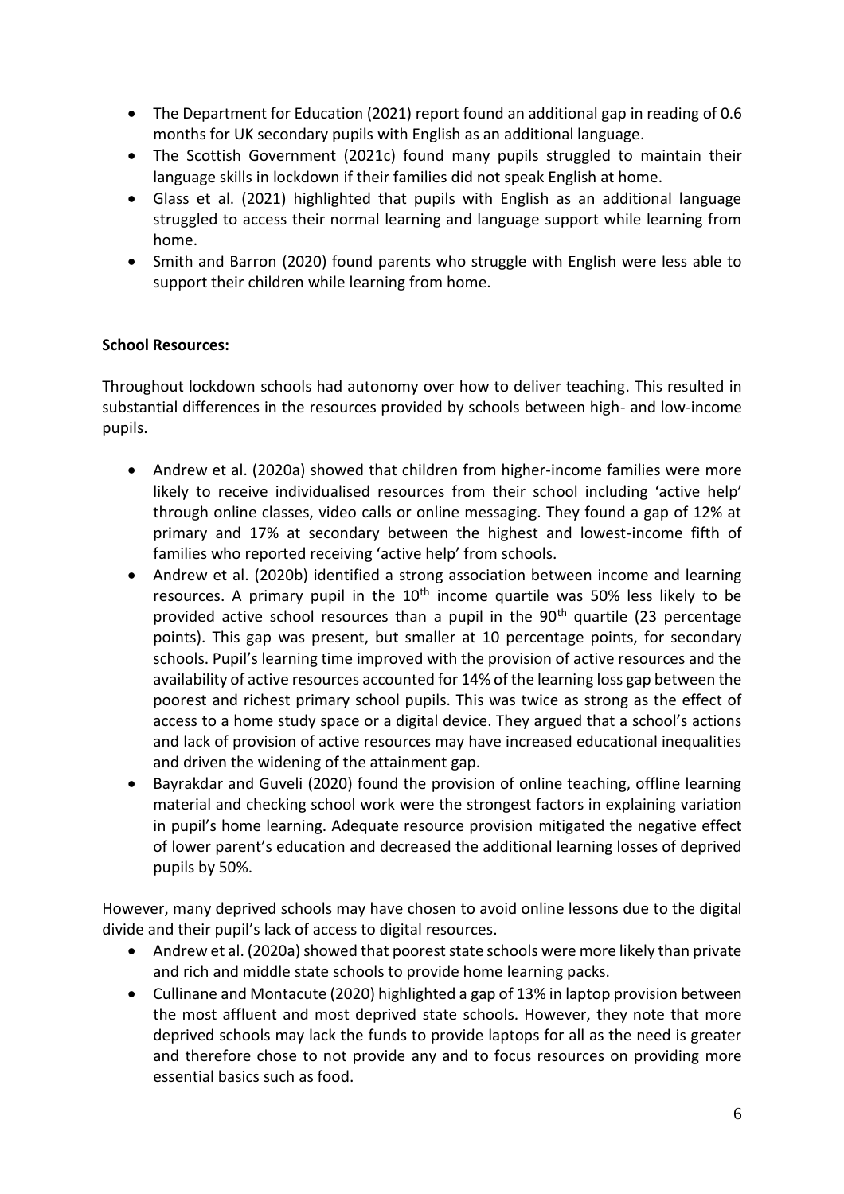- The Department for Education (2021) report found an additional gap in reading of 0.6 months for UK secondary pupils with English as an additional language.
- The Scottish Government (2021c) found many pupils struggled to maintain their language skills in lockdown if their families did not speak English at home.
- Glass et al. (2021) highlighted that pupils with English as an additional language struggled to access their normal learning and language support while learning from home.
- Smith and Barron (2020) found parents who struggle with English were less able to support their children while learning from home.

**School Resources:**

Throughout lockdown schools had autonomy over how to deliver teaching. This resulted in substantial differences in the resources provided by schools between high- and low-income pupils.

- Andrew et al. (2020a) showed that children from higher-income families were more likely to receive individualised resources from their school including 'active help' through online classes, video calls or online messaging. They found a gap of 12% at primary and 17% at secondary between the highest and lowest-income fifth of families who reported receiving 'active help' from schools.
- Andrew et al. (2020b) identified a strong association between income and learning resources. A primary pupil in the 10th income quartile was 50% less likely to be provided active school resources than a pupil in the 90th quartile (23 percentage points). This gap was present, but smaller at 10 percentage points, for secondary schools. Pupil's learning time improved with the provision of active resources and the availability of active resources accounted for 14% of the learning loss gap between the poorest and richest primary school pupils. This was twice as strong as the effect of access to a home study space or a digital device. They argued that a school's actions and lack of provision of active resources may have increased educational inequalities and driven the widening of the attainment gap.
- Bayrakdar and Guveli (2020) found the provision of online teaching, offline learning material and checking school work were the strongest factors in explaining variation in pupil's home learning. Adequate resource provision mitigated the negative effect of lower parent's education and decreased the additional learning losses of deprived pupils by 50%.

However, many deprived schools may have chosen to avoid online lessons due to the digital divide and their pupil's lack of access to digital resources.

- Andrew et al. (2020a) showed that poorest state schools were more likely than private and rich and middle state schools to provide home learning packs.
- Cullinane and Montacute (2020) highlighted a gap of 13% in laptop provision between the most affluent and most deprived state schools. However, they note that more deprived schools may lack the funds to provide laptops for all as the need is greater and therefore chose to not provide any and to focus resources on providing more essential basics such as food.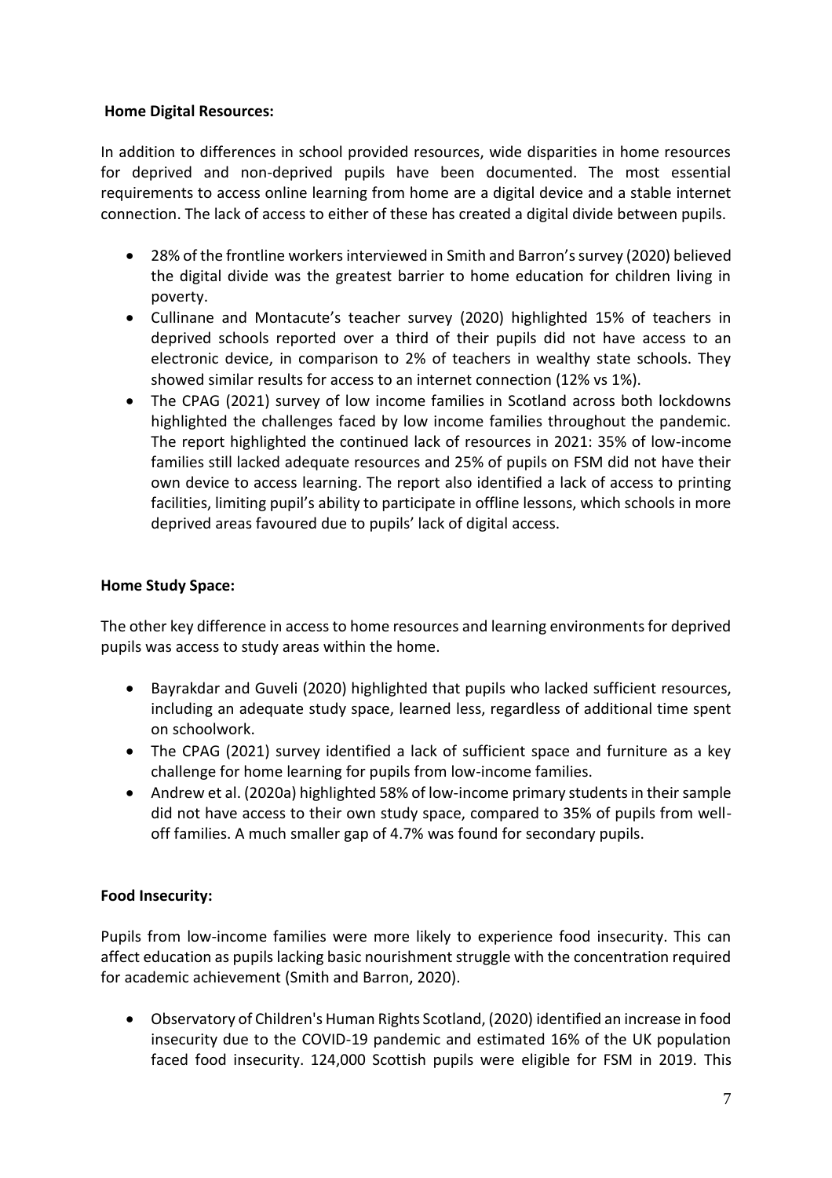**Home Digital Resources:**

In addition to differences in school provided resources, wide disparities in home resources for deprived and non-deprived pupils have been documented. The most essential requirements to access online learning from home are a digital device and a stable internet connection. The lack of access to either of these has created a digital divide between pupils.

- 28% of the frontline workers interviewed in Smith and Barron's survey (2020) believed the digital divide was the greatest barrier to home education for children living in poverty.
- Cullinane and Montacute's teacher survey (2020) highlighted 15% of teachers in deprived schools reported over a third of their pupils did not have access to an electronic device, in comparison to 2% of teachers in wealthy state schools. They showed similar results for access to an internet connection (12% vs 1%).
- The CPAG (2021) survey of low income families in Scotland across both lockdowns highlighted the challenges faced by low income families throughout the pandemic. The report highlighted the continued lack of resources in 2021: 35% of low-income families still lacked adequate resources and 25% of pupils on FSM did not have their own device to access learning. The report also identified a lack of access to printing facilities, limiting pupil's ability to participate in offline lessons, which schools in more deprived areas favoured due to pupils' lack of digital access.

**Home Study Space:**

The other key difference in access to home resources and learning environments for deprived pupils was access to study areas within the home.

- Bayrakdar and Guveli (2020) highlighted that pupils who lacked sufficient resources, including an adequate study space, learned less, regardless of additional time spent on schoolwork.
- The CPAG (2021) survey identified a lack of sufficient space and furniture as a key challenge for home learning for pupils from low-income families.
- Andrew et al. (2020a) highlighted 58% of low-income primary students in their sample did not have access to their own study space, compared to 35% of pupils from well-off families. A much smaller gap of 4.7% was found for secondary pupils.

**Food Insecurity:**

Pupils from low-income families were more likely to experience food insecurity. This can affect education as pupils lacking basic nourishment struggle with the concentration required for academic achievement (Smith and Barron, 2020).

- Observatory of Children's Human Rights Scotland, (2020) identified an increase in food insecurity due to the COVID-19 pandemic and estimated 16% of the UK population faced food insecurity. 124,000 Scottish pupils were eligible for FSM in 2019. This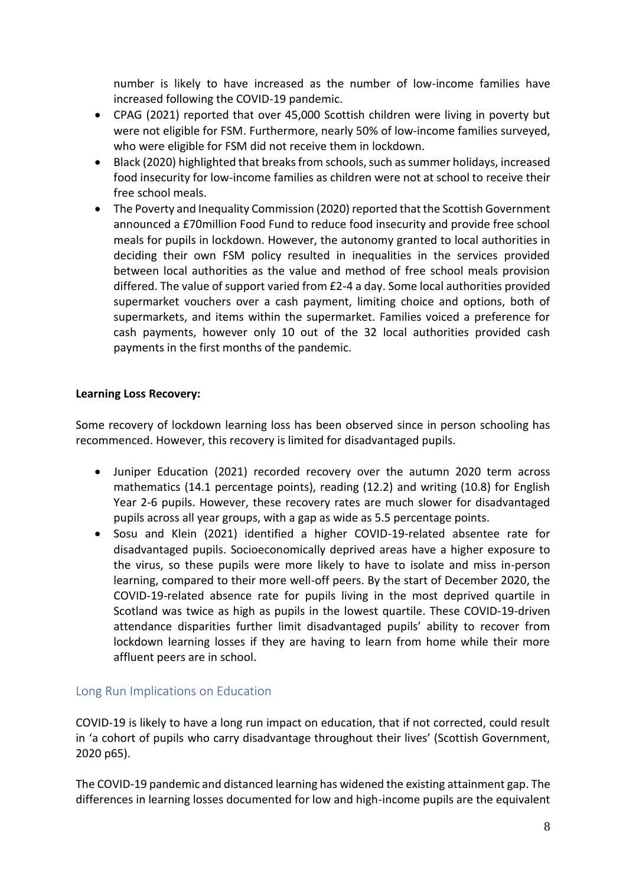number is likely to have increased as the number of low-income families have increased following the COVID-19 pandemic.

- CPAG (2021) reported that over 45,000 Scottish children were living in poverty but were not eligible for FSM. Furthermore, nearly 50% of low-income families surveyed, who were eligible for FSM did not receive them in lockdown.
- Black (2020) highlighted that breaks from schools, such as summer holidays, increased food insecurity for low-income families as children were not at school to receive their free school meals.
- The Poverty and Inequality Commission (2020) reported that the Scottish Government announced a £70million Food Fund to reduce food insecurity and provide free school meals for pupils in lockdown. However, the autonomy granted to local authorities in deciding their own FSM policy resulted in inequalities in the services provided between local authorities as the value and method of free school meals provision differed. The value of support varied from £2-4 a day. Some local authorities provided supermarket vouchers over a cash payment, limiting choice and options, both of supermarkets, and items within the supermarket. Families voiced a preference for cash payments, however only 10 out of the 32 local authorities provided cash payments in the first months of the pandemic.

**Learning Loss Recovery:**

Some recovery of lockdown learning loss has been observed since in person schooling has recommenced. However, this recovery is limited for disadvantaged pupils.

- Juniper Education (2021) recorded recovery over the autumn 2020 term across mathematics (14.1 percentage points), reading (12.2) and writing (10.8) for English Year 2-6 pupils. However, these recovery rates are much slower for disadvantaged pupils across all year groups, with a gap as wide as 5.5 percentage points.
- Sosu and Klein (2021) identified a higher COVID-19-related absentee rate for disadvantaged pupils. Socioeconomically deprived areas have a higher exposure to the virus, so these pupils were more likely to have to isolate and miss in-person learning, compared to their more well-off peers. By the start of December 2020, the COVID-19-related absence rate for pupils living in the most deprived quartile in Scotland was twice as high as pupils in the lowest quartile. These COVID-19-driven attendance disparities further limit disadvantaged pupils' ability to recover from lockdown learning losses if they are having to learn from home while their more affluent peers are in school.

## Long Run Implications on Education

COVID-19 is likely to have a long run impact on education, that if not corrected, could result in 'a cohort of pupils who carry disadvantage throughout their lives' (Scottish Government, 2020 p65).

The COVID-19 pandemic and distanced learning has widened the existing attainment gap. The differences in learning losses documented for low and high-income pupils are the equivalent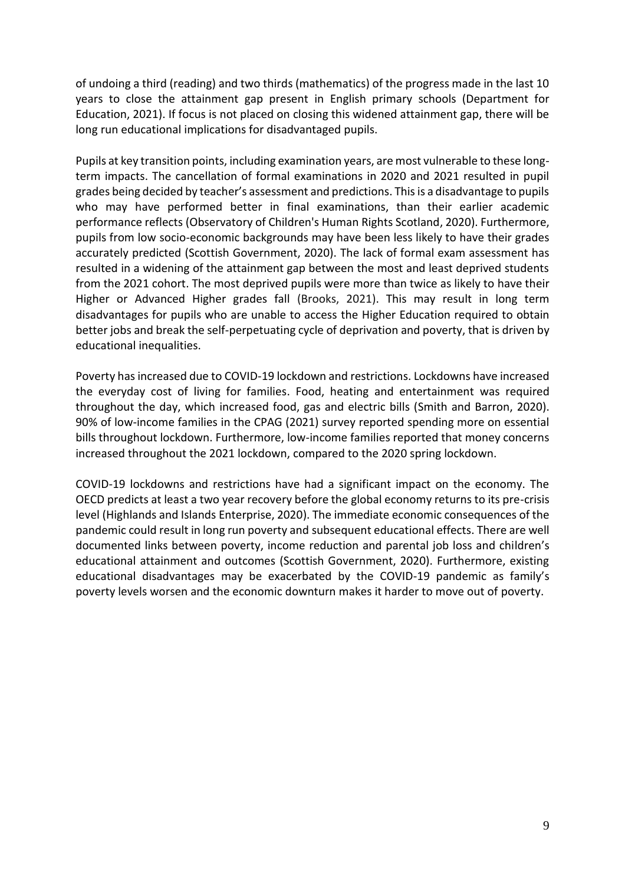of undoing a third (reading) and two thirds (mathematics) of the progress made in the last 10 years to close the attainment gap present in English primary schools (Department for Education, 2021). If focus is not placed on closing this widened attainment gap, there will be long run educational implications for disadvantaged pupils.

Pupils at key transition points, including examination years, are most vulnerable to these long-term impacts. The cancellation of formal examinations in 2020 and 2021 resulted in pupil grades being decided by teacher's assessment and predictions. This is a disadvantage to pupils who may have performed better in final examinations, than their earlier academic performance reflects (Observatory of Children's Human Rights Scotland, 2020). Furthermore, pupils from low socio-economic backgrounds may have been less likely to have their grades accurately predicted (Scottish Government, 2020). The lack of formal exam assessment has resulted in a widening of the attainment gap between the most and least deprived students from the 2021 cohort. The most deprived pupils were more than twice as likely to have their Higher or Advanced Higher grades fall (Brooks, 2021). This may result in long term disadvantages for pupils who are unable to access the Higher Education required to obtain better jobs and break the self-perpetuating cycle of deprivation and poverty, that is driven by educational inequalities.

Poverty has increased due to COVID-19 lockdown and restrictions. Lockdowns have increased the everyday cost of living for families. Food, heating and entertainment was required throughout the day, which increased food, gas and electric bills (Smith and Barron, 2020). 90% of low-income families in the CPAG (2021) survey reported spending more on essential bills throughout lockdown. Furthermore, low-income families reported that money concerns increased throughout the 2021 lockdown, compared to the 2020 spring lockdown.

COVID-19 lockdowns and restrictions have had a significant impact on the economy. The OECD predicts at least a two year recovery before the global economy returns to its pre-crisis level (Highlands and Islands Enterprise, 2020). The immediate economic consequences of the pandemic could result in long run poverty and subsequent educational effects. There are well documented links between poverty, income reduction and parental job loss and children's educational attainment and outcomes (Scottish Government, 2020). Furthermore, existing educational disadvantages may be exacerbated by the COVID-19 pandemic as family's poverty levels worsen and the economic downturn makes it harder to move out of poverty.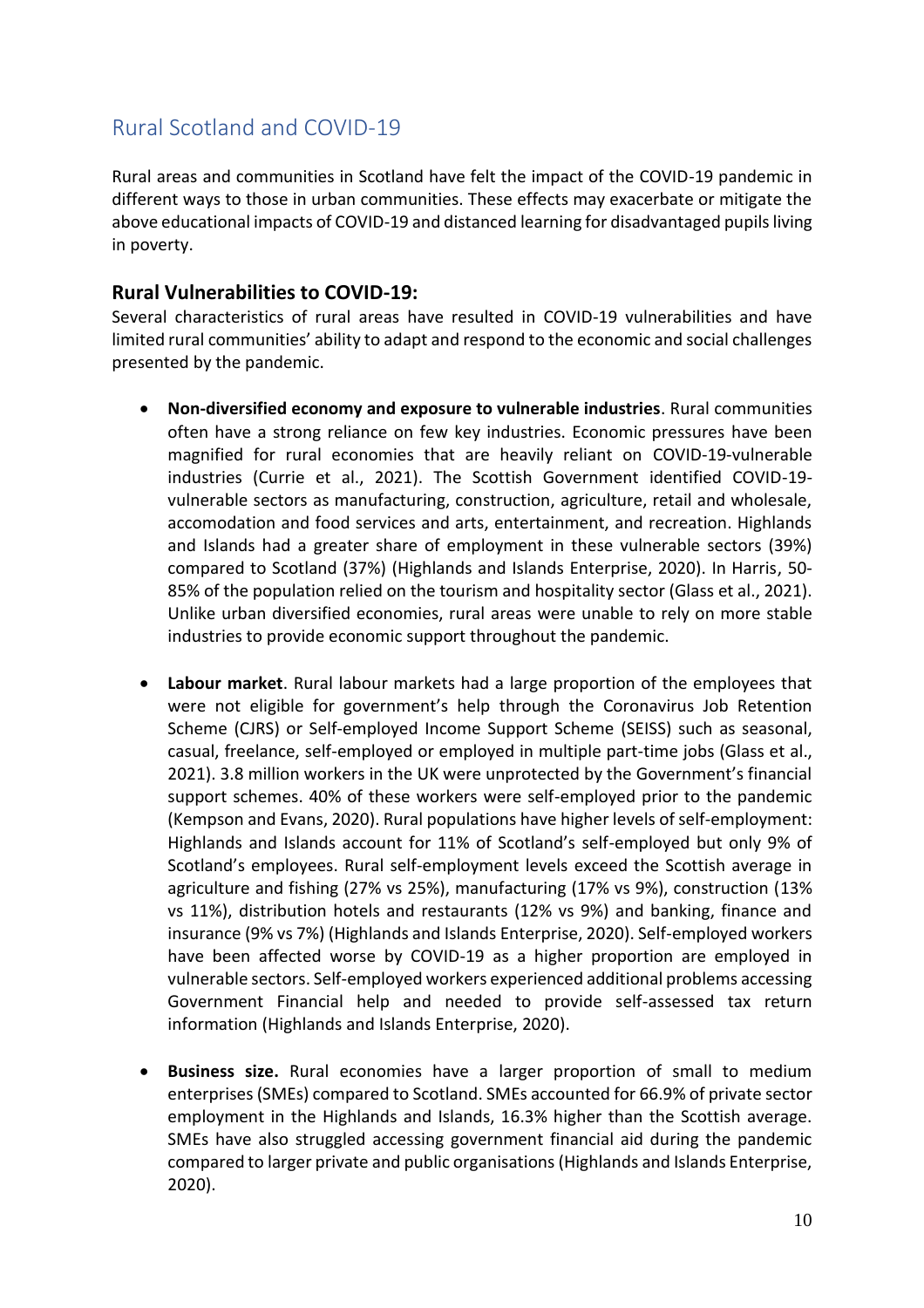## Rural Scotland and COVID-19

Rural areas and communities in Scotland have felt the impact of the COVID-19 pandemic in different ways to those in urban communities. These effects may exacerbate or mitigate the above educational impacts of COVID-19 and distanced learning for disadvantaged pupils living in poverty.

### Rural Vulnerabilities to COVID-19:

Several characteristics of rural areas have resulted in COVID-19 vulnerabilities and have limited rural communities' ability to adapt and respond to the economic and social challenges presented by the pandemic.

- **Non-diversified economy and exposure to vulnerable industries**. Rural communities often have a strong reliance on few key industries. Economic pressures have been magnified for rural economies that are heavily reliant on COVID-19-vulnerable industries (Currie et al., 2021). The Scottish Government identified COVID-19-vulnerable sectors as manufacturing, construction, agriculture, retail and wholesale, accomodation and food services and arts, entertainment, and recreation. Highlands and Islands had a greater share of employment in these vulnerable sectors (39%) compared to Scotland (37%) (Highlands and Islands Enterprise, 2020). In Harris, 50-85% of the population relied on the tourism and hospitality sector (Glass et al., 2021). Unlike urban diversified economies, rural areas were unable to rely on more stable industries to provide economic support throughout the pandemic.

- **Labour market**. Rural labour markets had a large proportion of the employees that were not eligible for government's help through the Coronavirus Job Retention Scheme (CJRS) or Self-employed Income Support Scheme (SEISS) such as seasonal, casual, freelance, self-employed or employed in multiple part-time jobs (Glass et al., 2021). 3.8 million workers in the UK were unprotected by the Government's financial support schemes. 40% of these workers were self-employed prior to the pandemic (Kempson and Evans, 2020). Rural populations have higher levels of self-employment: Highlands and Islands account for 11% of Scotland's self-employed but only 9% of Scotland's employees. Rural self-employment levels exceed the Scottish average in agriculture and fishing (27% vs 25%), manufacturing (17% vs 9%), construction (13% vs 11%), distribution hotels and restaurants (12% vs 9%) and banking, finance and insurance (9% vs 7%) (Highlands and Islands Enterprise, 2020). Self-employed workers have been affected worse by COVID-19 as a higher proportion are employed in vulnerable sectors. Self-employed workers experienced additional problems accessing Government Financial help and needed to provide self-assessed tax return information (Highlands and Islands Enterprise, 2020).

- **Business size.** Rural economies have a larger proportion of small to medium enterprises (SMEs) compared to Scotland. SMEs accounted for 66.9% of private sector employment in the Highlands and Islands, 16.3% higher than the Scottish average. SMEs have also struggled accessing government financial aid during the pandemic compared to larger private and public organisations (Highlands and Islands Enterprise, 2020).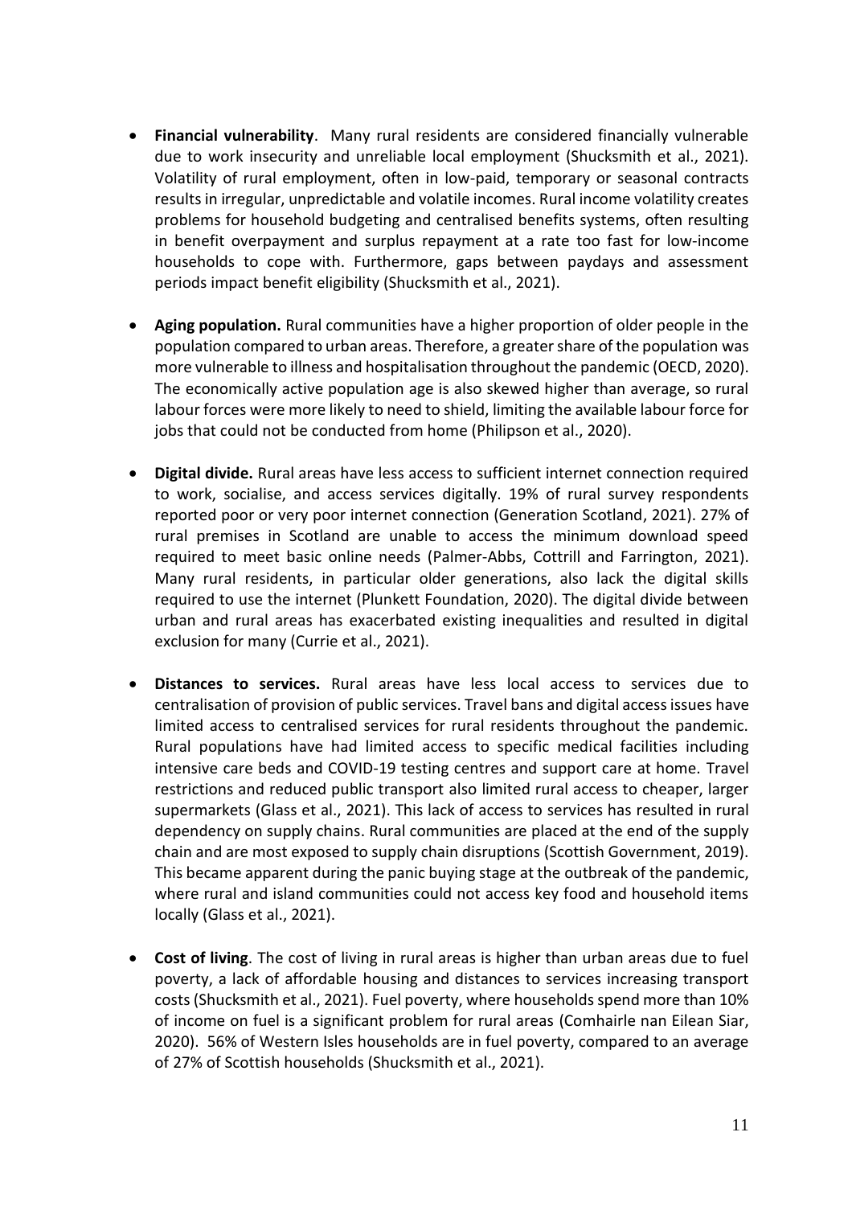- **Financial vulnerability**. Many rural residents are considered financially vulnerable due to work insecurity and unreliable local employment (Shucksmith et al., 2021). Volatility of rural employment, often in low-paid, temporary or seasonal contracts results in irregular, unpredictable and volatile incomes. Rural income volatility creates problems for household budgeting and centralised benefits systems, often resulting in benefit overpayment and surplus repayment at a rate too fast for low-income households to cope with. Furthermore, gaps between paydays and assessment periods impact benefit eligibility (Shucksmith et al., 2021).

- **Aging population.** Rural communities have a higher proportion of older people in the population compared to urban areas. Therefore, a greater share of the population was more vulnerable to illness and hospitalisation throughout the pandemic (OECD, 2020). The economically active population age is also skewed higher than average, so rural labour forces were more likely to need to shield, limiting the available labour force for jobs that could not be conducted from home (Philipson et al., 2020).

- **Digital divide.** Rural areas have less access to sufficient internet connection required to work, socialise, and access services digitally. 19% of rural survey respondents reported poor or very poor internet connection (Generation Scotland, 2021). 27% of rural premises in Scotland are unable to access the minimum download speed required to meet basic online needs (Palmer-Abbs, Cottrill and Farrington, 2021). Many rural residents, in particular older generations, also lack the digital skills required to use the internet (Plunkett Foundation, 2020). The digital divide between urban and rural areas has exacerbated existing inequalities and resulted in digital exclusion for many (Currie et al., 2021).

- **Distances to services.** Rural areas have less local access to services due to centralisation of provision of public services. Travel bans and digital access issues have limited access to centralised services for rural residents throughout the pandemic. Rural populations have had limited access to specific medical facilities including intensive care beds and COVID-19 testing centres and support care at home. Travel restrictions and reduced public transport also limited rural access to cheaper, larger supermarkets (Glass et al., 2021). This lack of access to services has resulted in rural dependency on supply chains. Rural communities are placed at the end of the supply chain and are most exposed to supply chain disruptions (Scottish Government, 2019). This became apparent during the panic buying stage at the outbreak of the pandemic, where rural and island communities could not access key food and household items locally (Glass et al., 2021).

- **Cost of living**. The cost of living in rural areas is higher than urban areas due to fuel poverty, a lack of affordable housing and distances to services increasing transport costs (Shucksmith et al., 2021). Fuel poverty, where households spend more than 10% of income on fuel is a significant problem for rural areas (Comhairle nan Eilean Siar, 2020). 56% of Western Isles households are in fuel poverty, compared to an average of 27% of Scottish households (Shucksmith et al., 2021).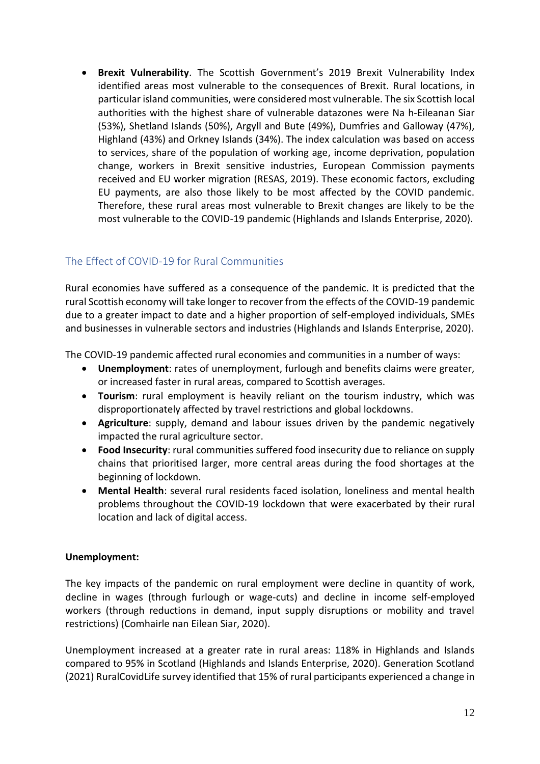- **Brexit Vulnerability**. The Scottish Government's 2019 Brexit Vulnerability Index identified areas most vulnerable to the consequences of Brexit. Rural locations, in particular island communities, were considered most vulnerable. The six Scottish local authorities with the highest share of vulnerable datazones were Na h-Eileanan Siar (53%), Shetland Islands (50%), Argyll and Bute (49%), Dumfries and Galloway (47%), Highland (43%) and Orkney Islands (34%). The index calculation was based on access to services, share of the population of working age, income deprivation, population change, workers in Brexit sensitive industries, European Commission payments received and EU worker migration (RESAS, 2019). These economic factors, excluding EU payments, are also those likely to be most affected by the COVID pandemic. Therefore, these rural areas most vulnerable to Brexit changes are likely to be the most vulnerable to the COVID-19 pandemic (Highlands and Islands Enterprise, 2020).

## The Effect of COVID-19 for Rural Communities

Rural economies have suffered as a consequence of the pandemic. It is predicted that the rural Scottish economy will take longer to recover from the effects of the COVID-19 pandemic due to a greater impact to date and a higher proportion of self-employed individuals, SMEs and businesses in vulnerable sectors and industries (Highlands and Islands Enterprise, 2020).

The COVID-19 pandemic affected rural economies and communities in a number of ways:

- **Unemployment**: rates of unemployment, furlough and benefits claims were greater, or increased faster in rural areas, compared to Scottish averages.
- **Tourism**: rural employment is heavily reliant on the tourism industry, which was disproportionately affected by travel restrictions and global lockdowns.
- **Agriculture**: supply, demand and labour issues driven by the pandemic negatively impacted the rural agriculture sector.
- **Food Insecurity**: rural communities suffered food insecurity due to reliance on supply chains that prioritised larger, more central areas during the food shortages at the beginning of lockdown.
- **Mental Health**: several rural residents faced isolation, loneliness and mental health problems throughout the COVID-19 lockdown that were exacerbated by their rural location and lack of digital access.

**Unemployment:**

The key impacts of the pandemic on rural employment were decline in quantity of work, decline in wages (through furlough or wage-cuts) and decline in income self-employed workers (through reductions in demand, input supply disruptions or mobility and travel restrictions) (Comhairle nan Eilean Siar, 2020).

Unemployment increased at a greater rate in rural areas: 118% in Highlands and Islands compared to 95% in Scotland (Highlands and Islands Enterprise, 2020). Generation Scotland (2021) RuralCovidLife survey identified that 15% of rural participants experienced a change in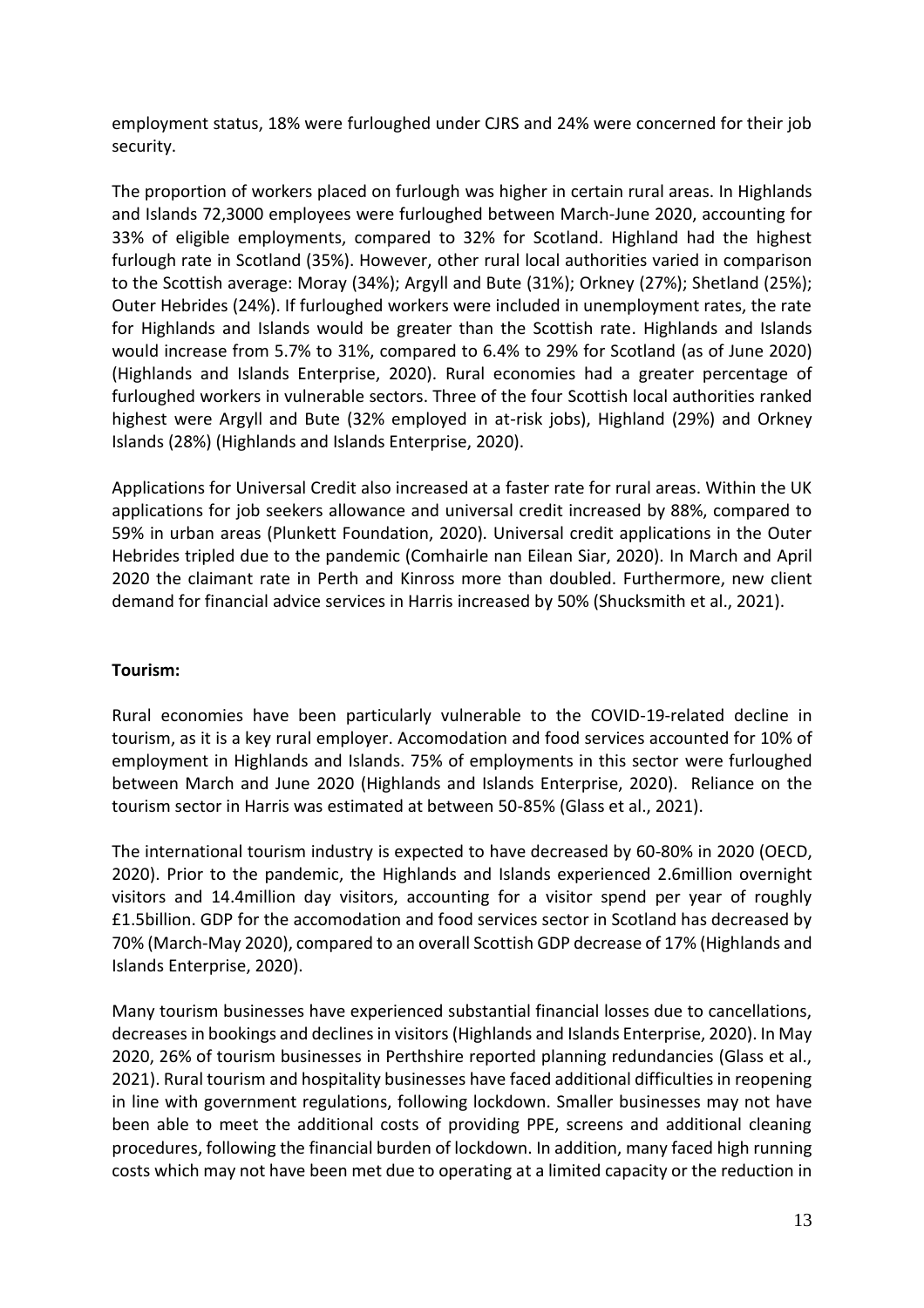employment status, 18% were furloughed under CJRS and 24% were concerned for their job security.

The proportion of workers placed on furlough was higher in certain rural areas. In Highlands and Islands 72,3000 employees were furloughed between March-June 2020, accounting for 33% of eligible employments, compared to 32% for Scotland. Highland had the highest furlough rate in Scotland (35%). However, other rural local authorities varied in comparison to the Scottish average: Moray (34%); Argyll and Bute (31%); Orkney (27%); Shetland (25%); Outer Hebrides (24%). If furloughed workers were included in unemployment rates, the rate for Highlands and Islands would be greater than the Scottish rate. Highlands and Islands would increase from 5.7% to 31%, compared to 6.4% to 29% for Scotland (as of June 2020) (Highlands and Islands Enterprise, 2020). Rural economies had a greater percentage of furloughed workers in vulnerable sectors. Three of the four Scottish local authorities ranked highest were Argyll and Bute (32% employed in at-risk jobs), Highland (29%) and Orkney Islands (28%) (Highlands and Islands Enterprise, 2020).

Applications for Universal Credit also increased at a faster rate for rural areas. Within the UK applications for job seekers allowance and universal credit increased by 88%, compared to 59% in urban areas (Plunkett Foundation, 2020). Universal credit applications in the Outer Hebrides tripled due to the pandemic (Comhairle nan Eilean Siar, 2020). In March and April 2020 the claimant rate in Perth and Kinross more than doubled. Furthermore, new client demand for financial advice services in Harris increased by 50% (Shucksmith et al., 2021).

**Tourism:**

Rural economies have been particularly vulnerable to the COVID-19-related decline in tourism, as it is a key rural employer. Accomodation and food services accounted for 10% of employment in Highlands and Islands. 75% of employments in this sector were furloughed between March and June 2020 (Highlands and Islands Enterprise, 2020). Reliance on the tourism sector in Harris was estimated at between 50-85% (Glass et al., 2021).

The international tourism industry is expected to have decreased by 60-80% in 2020 (OECD, 2020). Prior to the pandemic, the Highlands and Islands experienced 2.6million overnight visitors and 14.4million day visitors, accounting for a visitor spend per year of roughly £1.5billion. GDP for the accomodation and food services sector in Scotland has decreased by 70% (March-May 2020), compared to an overall Scottish GDP decrease of 17% (Highlands and Islands Enterprise, 2020).

Many tourism businesses have experienced substantial financial losses due to cancellations, decreases in bookings and declines in visitors (Highlands and Islands Enterprise, 2020). In May 2020, 26% of tourism businesses in Perthshire reported planning redundancies (Glass et al., 2021). Rural tourism and hospitality businesses have faced additional difficulties in reopening in line with government regulations, following lockdown. Smaller businesses may not have been able to meet the additional costs of providing PPE, screens and additional cleaning procedures, following the financial burden of lockdown. In addition, many faced high running costs which may not have been met due to operating at a limited capacity or the reduction in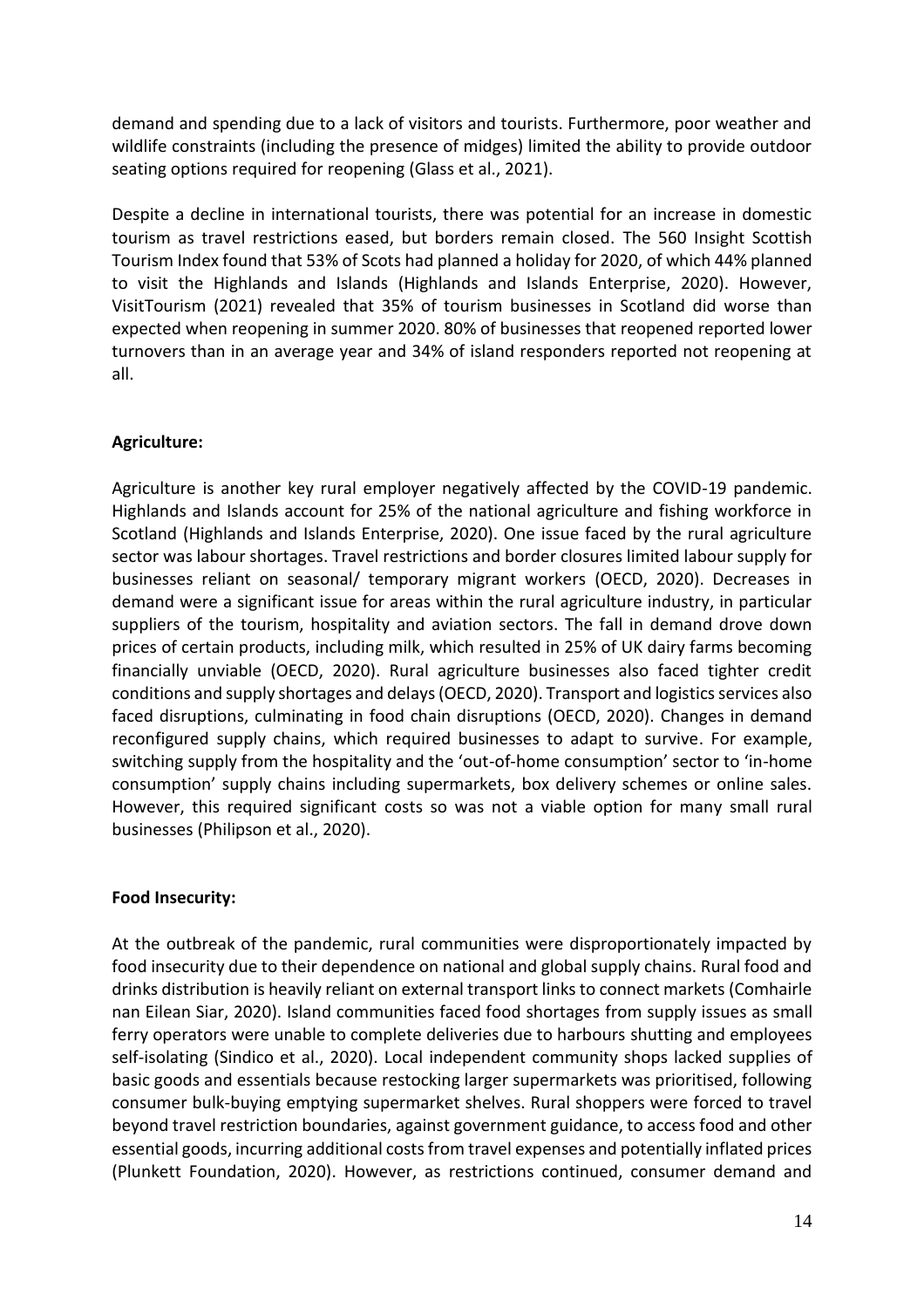demand and spending due to a lack of visitors and tourists. Furthermore, poor weather and wildlife constraints (including the presence of midges) limited the ability to provide outdoor seating options required for reopening (Glass et al., 2021).

Despite a decline in international tourists, there was potential for an increase in domestic tourism as travel restrictions eased, but borders remain closed. The 560 Insight Scottish Tourism Index found that 53% of Scots had planned a holiday for 2020, of which 44% planned to visit the Highlands and Islands (Highlands and Islands Enterprise, 2020). However, VisitTourism (2021) revealed that 35% of tourism businesses in Scotland did worse than expected when reopening in summer 2020. 80% of businesses that reopened reported lower turnovers than in an average year and 34% of island responders reported not reopening at all.

**Agriculture:**

Agriculture is another key rural employer negatively affected by the COVID-19 pandemic. Highlands and Islands account for 25% of the national agriculture and fishing workforce in Scotland (Highlands and Islands Enterprise, 2020). One issue faced by the rural agriculture sector was labour shortages. Travel restrictions and border closures limited labour supply for businesses reliant on seasonal/ temporary migrant workers (OECD, 2020). Decreases in demand were a significant issue for areas within the rural agriculture industry, in particular suppliers of the tourism, hospitality and aviation sectors. The fall in demand drove down prices of certain products, including milk, which resulted in 25% of UK dairy farms becoming financially unviable (OECD, 2020). Rural agriculture businesses also faced tighter credit conditions and supply shortages and delays (OECD, 2020). Transport and logistics services also faced disruptions, culminating in food chain disruptions (OECD, 2020). Changes in demand reconfigured supply chains, which required businesses to adapt to survive. For example, switching supply from the hospitality and the 'out-of-home consumption' sector to 'in-home consumption' supply chains including supermarkets, box delivery schemes or online sales. However, this required significant costs so was not a viable option for many small rural businesses (Philipson et al., 2020).

**Food Insecurity:**

At the outbreak of the pandemic, rural communities were disproportionately impacted by food insecurity due to their dependence on national and global supply chains. Rural food and drinks distribution is heavily reliant on external transport links to connect markets (Comhairle nan Eilean Siar, 2020). Island communities faced food shortages from supply issues as small ferry operators were unable to complete deliveries due to harbours shutting and employees self-isolating (Sindico et al., 2020). Local independent community shops lacked supplies of basic goods and essentials because restocking larger supermarkets was prioritised, following consumer bulk-buying emptying supermarket shelves. Rural shoppers were forced to travel beyond travel restriction boundaries, against government guidance, to access food and other essential goods, incurring additional costs from travel expenses and potentially inflated prices (Plunkett Foundation, 2020). However, as restrictions continued, consumer demand and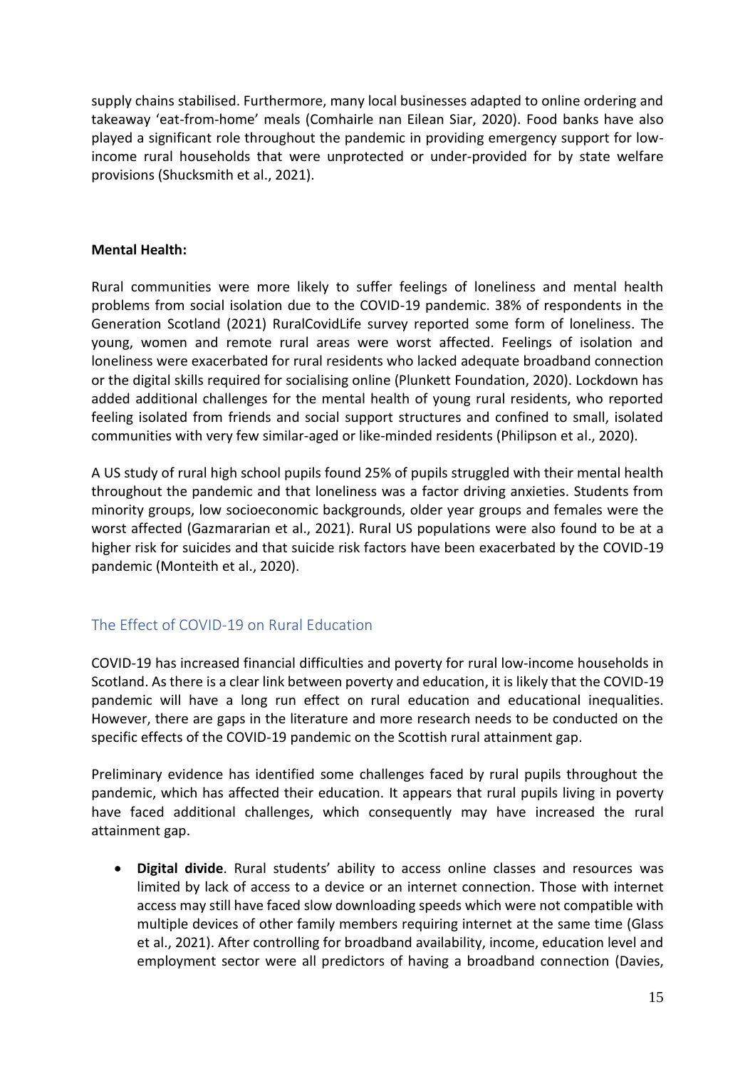supply chains stabilised. Furthermore, many local businesses adapted to online ordering and takeaway 'eat-from-home' meals (Comhairle nan Eilean Siar, 2020). Food banks have also played a significant role throughout the pandemic in providing emergency support for low-income rural households that were unprotected or under-provided for by state welfare provisions (Shucksmith et al., 2021).

**Mental Health:**

Rural communities were more likely to suffer feelings of loneliness and mental health problems from social isolation due to the COVID-19 pandemic. 38% of respondents in the Generation Scotland (2021) RuralCovidLife survey reported some form of loneliness. The young, women and remote rural areas were worst affected. Feelings of isolation and loneliness were exacerbated for rural residents who lacked adequate broadband connection or the digital skills required for socialising online (Plunkett Foundation, 2020). Lockdown has added additional challenges for the mental health of young rural residents, who reported feeling isolated from friends and social support structures and confined to small, isolated communities with very few similar-aged or like-minded residents (Philipson et al., 2020).

A US study of rural high school pupils found 25% of pupils struggled with their mental health throughout the pandemic and that loneliness was a factor driving anxieties. Students from minority groups, low socioeconomic backgrounds, older year groups and females were the worst affected (Gazmararian et al., 2021). Rural US populations were also found to be at a higher risk for suicides and that suicide risk factors have been exacerbated by the COVID-19 pandemic (Monteith et al., 2020).

## The Effect of COVID-19 on Rural Education

COVID-19 has increased financial difficulties and poverty for rural low-income households in Scotland. As there is a clear link between poverty and education, it is likely that the COVID-19 pandemic will have a long run effect on rural education and educational inequalities. However, there are gaps in the literature and more research needs to be conducted on the specific effects of the COVID-19 pandemic on the Scottish rural attainment gap.

Preliminary evidence has identified some challenges faced by rural pupils throughout the pandemic, which has affected their education. It appears that rural pupils living in poverty have faced additional challenges, which consequently may have increased the rural attainment gap.

- **Digital divide**. Rural students' ability to access online classes and resources was limited by lack of access to a device or an internet connection. Those with internet access may still have faced slow downloading speeds which were not compatible with multiple devices of other family members requiring internet at the same time (Glass et al., 2021). After controlling for broadband availability, income, education level and employment sector were all predictors of having a broadband connection (Davies,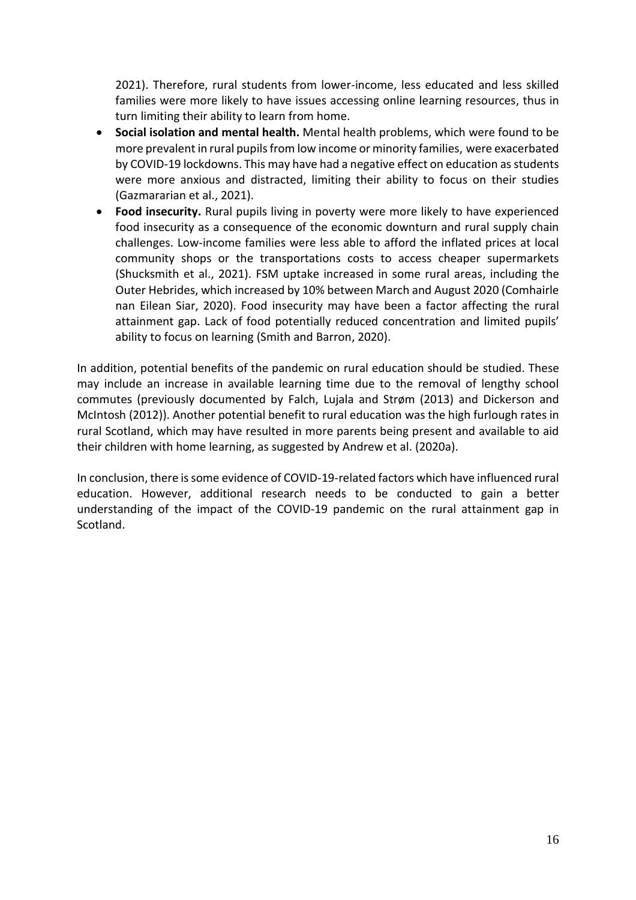2021). Therefore, rural students from lower-income, less educated and less skilled families were more likely to have issues accessing online learning resources, thus in turn limiting their ability to learn from home.

- **Social isolation and mental health.** Mental health problems, which were found to be more prevalent in rural pupils from low income or minority families, were exacerbated by COVID-19 lockdowns. This may have had a negative effect on education as students were more anxious and distracted, limiting their ability to focus on their studies (Gazmararian et al., 2021).
- **Food insecurity.** Rural pupils living in poverty were more likely to have experienced food insecurity as a consequence of the economic downturn and rural supply chain challenges. Low-income families were less able to afford the inflated prices at local community shops or the transportations costs to access cheaper supermarkets (Shucksmith et al., 2021). FSM uptake increased in some rural areas, including the Outer Hebrides, which increased by 10% between March and August 2020 (Comhairle nan Eilean Siar, 2020). Food insecurity may have been a factor affecting the rural attainment gap. Lack of food potentially reduced concentration and limited pupils' ability to focus on learning (Smith and Barron, 2020).

In addition, potential benefits of the pandemic on rural education should be studied. These may include an increase in available learning time due to the removal of lengthy school commutes (previously documented by Falch, Lujala and Strøm (2013) and Dickerson and McIntosh (2012)). Another potential benefit to rural education was the high furlough rates in rural Scotland, which may have resulted in more parents being present and available to aid their children with home learning, as suggested by Andrew et al. (2020a).

In conclusion, there is some evidence of COVID-19-related factors which have influenced rural education. However, additional research needs to be conducted to gain a better understanding of the impact of the COVID-19 pandemic on the rural attainment gap in Scotland.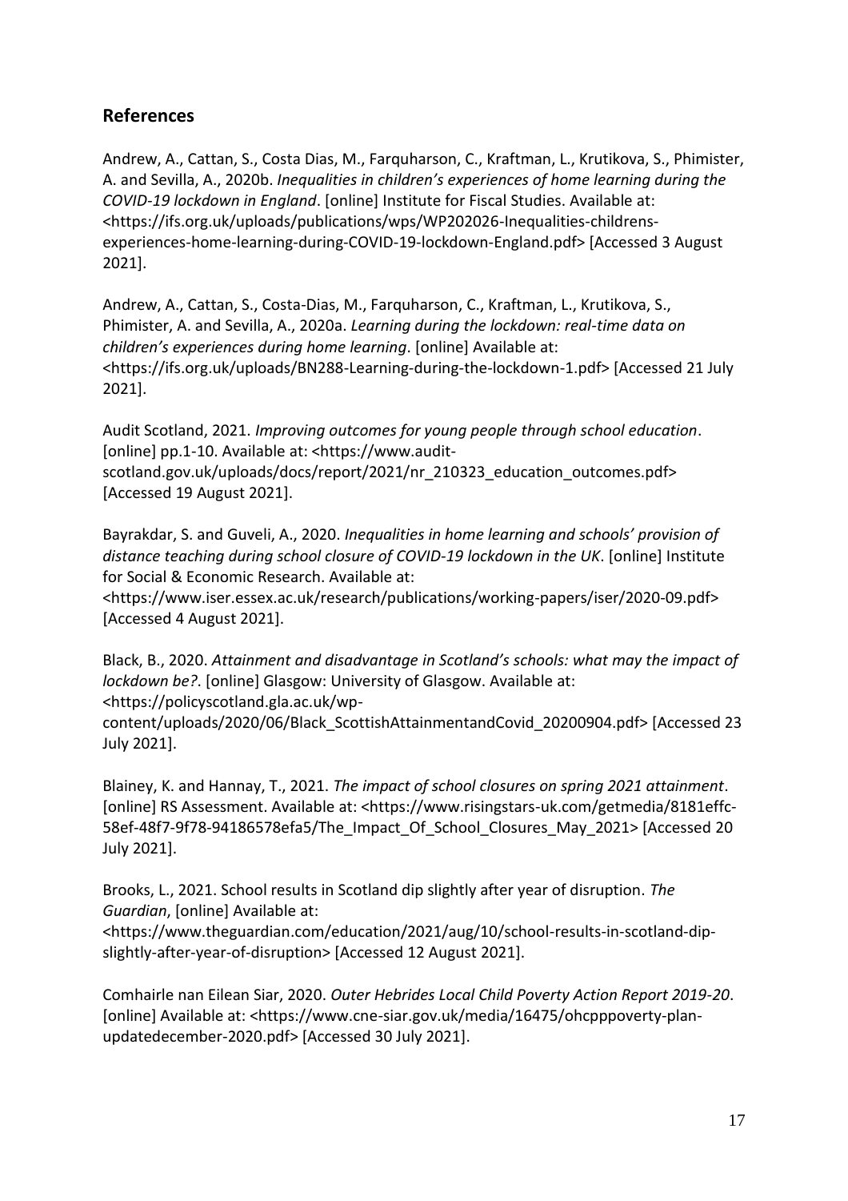## References

Andrew, A., Cattan, S., Costa Dias, M., Farquharson, C., Kraftman, L., Krutikova, S., Phimister, A. and Sevilla, A., 2020b. *Inequalities in children's experiences of home learning during the COVID-19 lockdown in England*. [online] Institute for Fiscal Studies. Available at: <https://ifs.org.uk/uploads/publications/wps/WP202026-Inequalities-childrens-experiences-home-learning-during-COVID-19-lockdown-England.pdf> [Accessed 3 August 2021].

Andrew, A., Cattan, S., Costa-Dias, M., Farquharson, C., Kraftman, L., Krutikova, S., Phimister, A. and Sevilla, A., 2020a. *Learning during the lockdown: real-time data on children's experiences during home learning*. [online] Available at: <https://ifs.org.uk/uploads/BN288-Learning-during-the-lockdown-1.pdf> [Accessed 21 July 2021].

Audit Scotland, 2021. *Improving outcomes for young people through school education*. [online] pp.1-10. Available at: <https://www.audit-scotland.gov.uk/uploads/docs/report/2021/nr_210323_education_outcomes.pdf> [Accessed 19 August 2021].

Bayrakdar, S. and Guveli, A., 2020. *Inequalities in home learning and schools' provision of distance teaching during school closure of COVID-19 lockdown in the UK*. [online] Institute for Social & Economic Research. Available at: <https://www.iser.essex.ac.uk/research/publications/working-papers/iser/2020-09.pdf> [Accessed 4 August 2021].

Black, B., 2020. *Attainment and disadvantage in Scotland's schools: what may the impact of lockdown be?*. [online] Glasgow: University of Glasgow. Available at: <https://policyscotland.gla.ac.uk/wp-content/uploads/2020/06/Black_ScottishAttainmentandCovid_20200904.pdf> [Accessed 23 July 2021].

Blainey, K. and Hannay, T., 2021. *The impact of school closures on spring 2021 attainment*. [online] RS Assessment. Available at: <https://www.risingstars-uk.com/getmedia/8181effc-58ef-48f7-9f78-94186578efa5/The_Impact_Of_School_Closures_May_2021> [Accessed 20 July 2021].

Brooks, L., 2021. School results in Scotland dip slightly after year of disruption. *The Guardian*, [online] Available at: <https://www.theguardian.com/education/2021/aug/10/school-results-in-scotland-dip-slightly-after-year-of-disruption> [Accessed 12 August 2021].

Comhairle nan Eilean Siar, 2020. *Outer Hebrides Local Child Poverty Action Report 2019-20*. [online] Available at: <https://www.cne-siar.gov.uk/media/16475/ohcpppoverty-plan-updatedecember-2020.pdf> [Accessed 30 July 2021].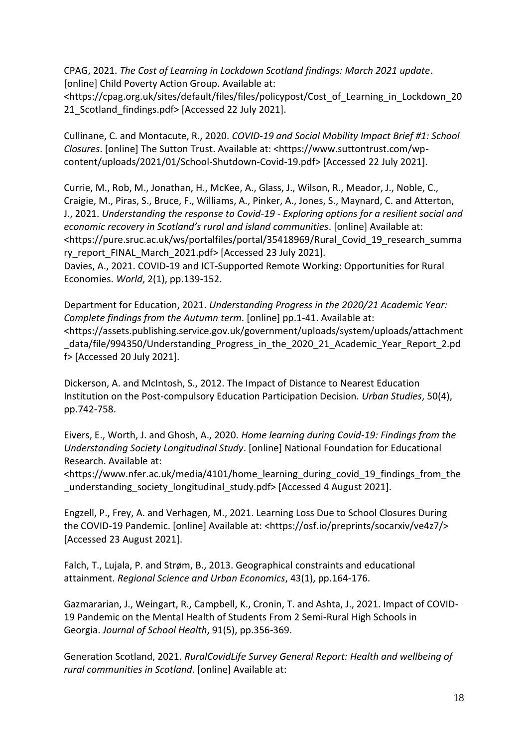CPAG, 2021. *The Cost of Learning in Lockdown Scotland findings: March 2021 update*. [online] Child Poverty Action Group. Available at: <https://cpag.org.uk/sites/default/files/files/policypost/Cost_of_Learning_in_Lockdown_2021_Scotland_findings.pdf> [Accessed 22 July 2021].

Cullinane, C. and Montacute, R., 2020. *COVID-19 and Social Mobility Impact Brief #1: School Closures*. [online] The Sutton Trust. Available at: <https://www.suttontrust.com/wp-content/uploads/2021/01/School-Shutdown-Covid-19.pdf> [Accessed 22 July 2021].

Currie, M., Rob, M., Jonathan, H., McKee, A., Glass, J., Wilson, R., Meador, J., Noble, C., Craigie, M., Piras, S., Bruce, F., Williams, A., Pinker, A., Jones, S., Maynard, C. and Atterton, J., 2021. *Understanding the response to Covid-19 - Exploring options for a resilient social and economic recovery in Scotland's rural and island communities*. [online] Available at: <https://pure.sruc.ac.uk/ws/portalfiles/portal/35418969/Rural_Covid_19_research_summary_report_FINAL_March_2021.pdf> [Accessed 23 July 2021].
Davies, A., 2021. COVID-19 and ICT-Supported Remote Working: Opportunities for Rural Economies. *World*, 2(1), pp.139-152.

Department for Education, 2021. *Understanding Progress in the 2020/21 Academic Year: Complete findings from the Autumn term*. [online] pp.1-41. Available at: <https://assets.publishing.service.gov.uk/government/uploads/system/uploads/attachment_data/file/994350/Understanding_Progress_in_the_2020_21_Academic_Year_Report_2.pdf> [Accessed 20 July 2021].

Dickerson, A. and McIntosh, S., 2012. The Impact of Distance to Nearest Education Institution on the Post-compulsory Education Participation Decision. *Urban Studies*, 50(4), pp.742-758.

Eivers, E., Worth, J. and Ghosh, A., 2020. *Home learning during Covid-19: Findings from the Understanding Society Longitudinal Study*. [online] National Foundation for Educational Research. Available at: <https://www.nfer.ac.uk/media/4101/home_learning_during_covid_19_findings_from_the_understanding_society_longitudinal_study.pdf> [Accessed 4 August 2021].

Engzell, P., Frey, A. and Verhagen, M., 2021. Learning Loss Due to School Closures During the COVID-19 Pandemic. [online] Available at: <https://osf.io/preprints/socarxiv/ve4z7/> [Accessed 23 August 2021].

Falch, T., Lujala, P. and Strøm, B., 2013. Geographical constraints and educational attainment. *Regional Science and Urban Economics*, 43(1), pp.164-176.

Gazmararian, J., Weingart, R., Campbell, K., Cronin, T. and Ashta, J., 2021. Impact of COVID-19 Pandemic on the Mental Health of Students From 2 Semi-Rural High Schools in Georgia. *Journal of School Health*, 91(5), pp.356-369.

Generation Scotland, 2021. *RuralCovidLife Survey General Report: Health and wellbeing of rural communities in Scotland*. [online] Available at: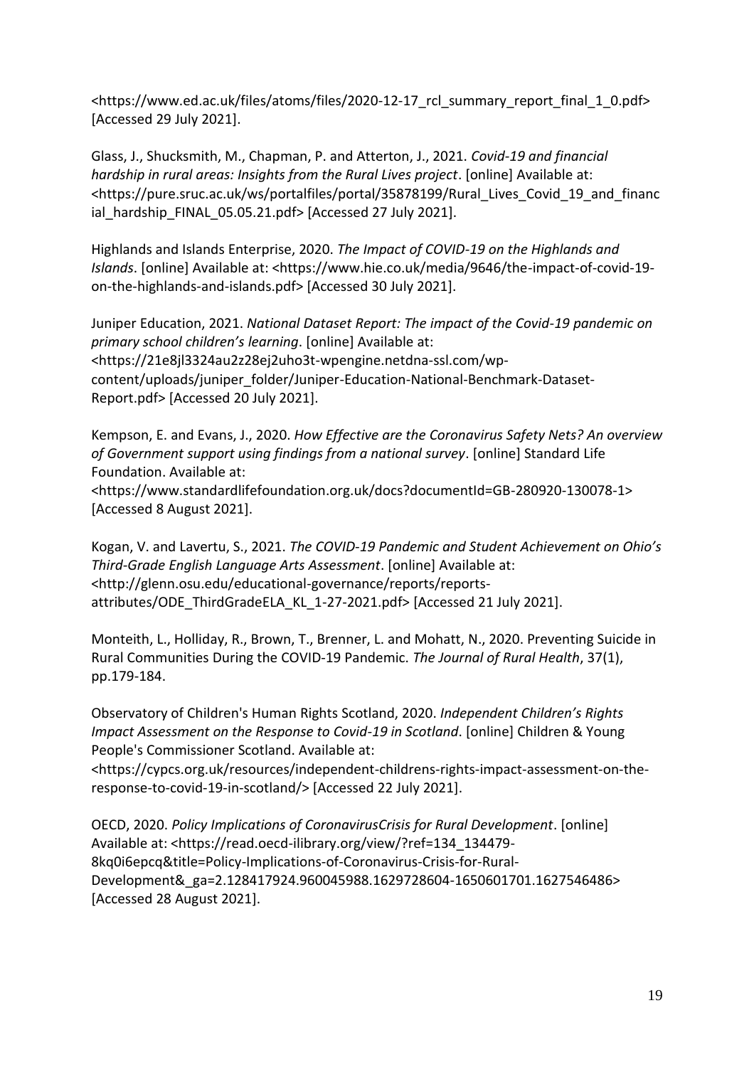<https://www.ed.ac.uk/files/atoms/files/2020-12-17_rcl_summary_report_final_1_0.pdf> [Accessed 29 July 2021].

Glass, J., Shucksmith, M., Chapman, P. and Atterton, J., 2021. *Covid-19 and financial hardship in rural areas: Insights from the Rural Lives project*. [online] Available at: <https://pure.sruc.ac.uk/ws/portalfiles/portal/35878199/Rural_Lives_Covid_19_and_financial_hardship_FINAL_05.05.21.pdf> [Accessed 27 July 2021].

Highlands and Islands Enterprise, 2020. *The Impact of COVID-19 on the Highlands and Islands*. [online] Available at: <https://www.hie.co.uk/media/9646/the-impact-of-covid-19-on-the-highlands-and-islands.pdf> [Accessed 30 July 2021].

Juniper Education, 2021. *National Dataset Report: The impact of the Covid-19 pandemic on primary school children's learning*. [online] Available at: <https://21e8jl3324au2z28ej2uho3t-wpengine.netdna-ssl.com/wp-content/uploads/juniper_folder/Juniper-Education-National-Benchmark-Dataset-Report.pdf> [Accessed 20 July 2021].

Kempson, E. and Evans, J., 2020. *How Effective are the Coronavirus Safety Nets? An overview of Government support using findings from a national survey*. [online] Standard Life Foundation. Available at: <https://www.standardlifefoundation.org.uk/docs?documentId=GB-280920-130078-1> [Accessed 8 August 2021].

Kogan, V. and Lavertu, S., 2021. *The COVID-19 Pandemic and Student Achievement on Ohio's Third-Grade English Language Arts Assessment*. [online] Available at: <http://glenn.osu.edu/educational-governance/reports/reports-attributes/ODE_ThirdGradeELA_KL_1-27-2021.pdf> [Accessed 21 July 2021].

Monteith, L., Holliday, R., Brown, T., Brenner, L. and Mohatt, N., 2020. Preventing Suicide in Rural Communities During the COVID-19 Pandemic. *The Journal of Rural Health*, 37(1), pp.179-184.

Observatory of Children's Human Rights Scotland, 2020. *Independent Children's Rights Impact Assessment on the Response to Covid-19 in Scotland*. [online] Children & Young People's Commissioner Scotland. Available at: <https://cypcs.org.uk/resources/independent-childrens-rights-impact-assessment-on-the-response-to-covid-19-in-scotland/> [Accessed 22 July 2021].

OECD, 2020. *Policy Implications of CoronavirusCrisis for Rural Development*. [online] Available at: <https://read.oecd-ilibrary.org/view/?ref=134_134479-8kq0i6epcq&title=Policy-Implications-of-Coronavirus-Crisis-for-Rural-Development&_ga=2.128417924.960045988.1629728604-1650601701.1627546486> [Accessed 28 August 2021].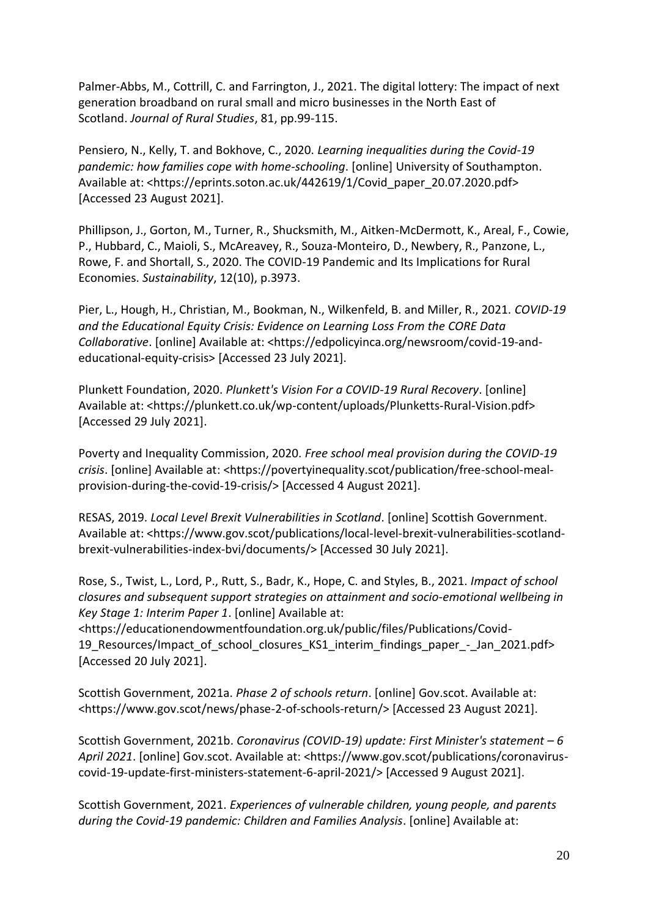Palmer-Abbs, M., Cottrill, C. and Farrington, J., 2021. The digital lottery: The impact of next generation broadband on rural small and micro businesses in the North East of Scotland. *Journal of Rural Studies*, 81, pp.99-115.

Pensiero, N., Kelly, T. and Bokhove, C., 2020. *Learning inequalities during the Covid-19 pandemic: how families cope with home-schooling*. [online] University of Southampton. Available at: <https://eprints.soton.ac.uk/442619/1/Covid_paper_20.07.2020.pdf> [Accessed 23 August 2021].

Phillipson, J., Gorton, M., Turner, R., Shucksmith, M., Aitken-McDermott, K., Areal, F., Cowie, P., Hubbard, C., Maioli, S., McAreavey, R., Souza-Monteiro, D., Newbery, R., Panzone, L., Rowe, F. and Shortall, S., 2020. The COVID-19 Pandemic and Its Implications for Rural Economies. *Sustainability*, 12(10), p.3973.

Pier, L., Hough, H., Christian, M., Bookman, N., Wilkenfeld, B. and Miller, R., 2021. *COVID-19 and the Educational Equity Crisis: Evidence on Learning Loss From the CORE Data Collaborative*. [online] Available at: <https://edpolicyinca.org/newsroom/covid-19-and-educational-equity-crisis> [Accessed 23 July 2021].

Plunkett Foundation, 2020. *Plunkett's Vision For a COVID-19 Rural Recovery*. [online] Available at: <https://plunkett.co.uk/wp-content/uploads/Plunketts-Rural-Vision.pdf> [Accessed 29 July 2021].

Poverty and Inequality Commission, 2020. *Free school meal provision during the COVID-19 crisis*. [online] Available at: <https://povertyinequality.scot/publication/free-school-meal-provision-during-the-covid-19-crisis/> [Accessed 4 August 2021].

RESAS, 2019. *Local Level Brexit Vulnerabilities in Scotland*. [online] Scottish Government. Available at: <https://www.gov.scot/publications/local-level-brexit-vulnerabilities-scotland-brexit-vulnerabilities-index-bvi/documents/> [Accessed 30 July 2021].

Rose, S., Twist, L., Lord, P., Rutt, S., Badr, K., Hope, C. and Styles, B., 2021. *Impact of school closures and subsequent support strategies on attainment and socio-emotional wellbeing in Key Stage 1: Interim Paper 1*. [online] Available at: <https://educationendowmentfoundation.org.uk/public/files/Publications/Covid-19_Resources/Impact_of_school_closures_KS1_interim_findings_paper_-_Jan_2021.pdf> [Accessed 20 July 2021].

Scottish Government, 2021a. *Phase 2 of schools return*. [online] Gov.scot. Available at: <https://www.gov.scot/news/phase-2-of-schools-return/> [Accessed 23 August 2021].

Scottish Government, 2021b. *Coronavirus (COVID-19) update: First Minister's statement – 6 April 2021*. [online] Gov.scot. Available at: <https://www.gov.scot/publications/coronavirus-covid-19-update-first-ministers-statement-6-april-2021/> [Accessed 9 August 2021].

Scottish Government, 2021. *Experiences of vulnerable children, young people, and parents during the Covid-19 pandemic: Children and Families Analysis*. [online] Available at: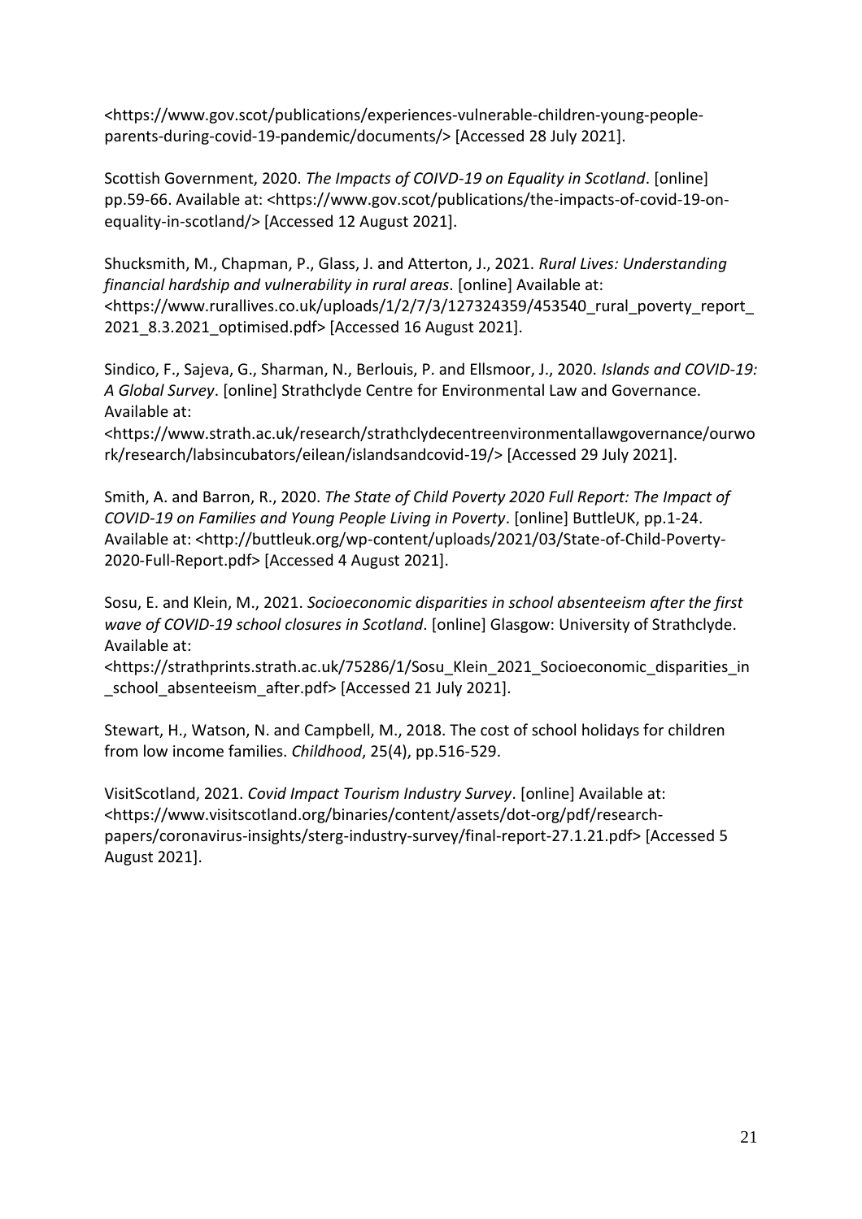<https://www.gov.scot/publications/experiences-vulnerable-children-young-people-parents-during-covid-19-pandemic/documents/> [Accessed 28 July 2021].

Scottish Government, 2020. *The Impacts of COIVD-19 on Equality in Scotland*. [online] pp.59-66. Available at: <https://www.gov.scot/publications/the-impacts-of-covid-19-on-equality-in-scotland/> [Accessed 12 August 2021].

Shucksmith, M., Chapman, P., Glass, J. and Atterton, J., 2021. *Rural Lives: Understanding financial hardship and vulnerability in rural areas*. [online] Available at: <https://www.rurallives.co.uk/uploads/1/2/7/3/127324359/453540_rural_poverty_report_2021_8.3.2021_optimised.pdf> [Accessed 16 August 2021].

Sindico, F., Sajeva, G., Sharman, N., Berlouis, P. and Ellsmoor, J., 2020. *Islands and COVID-19: A Global Survey*. [online] Strathclyde Centre for Environmental Law and Governance. Available at: <https://www.strath.ac.uk/research/strathclydecentreenvironmentallawgovernance/ourwork/research/labsincubators/eilean/islandsandcovid-19/> [Accessed 29 July 2021].

Smith, A. and Barron, R., 2020. *The State of Child Poverty 2020 Full Report: The Impact of COVID-19 on Families and Young People Living in Poverty*. [online] ButtleUK, pp.1-24. Available at: <http://buttleuk.org/wp-content/uploads/2021/03/State-of-Child-Poverty-2020-Full-Report.pdf> [Accessed 4 August 2021].

Sosu, E. and Klein, M., 2021. *Socioeconomic disparities in school absenteeism after the first wave of COVID-19 school closures in Scotland*. [online] Glasgow: University of Strathclyde. Available at: <https://strathprints.strath.ac.uk/75286/1/Sosu_Klein_2021_Socioeconomic_disparities_in_school_absenteeism_after.pdf> [Accessed 21 July 2021].

Stewart, H., Watson, N. and Campbell, M., 2018. The cost of school holidays for children from low income families. *Childhood*, 25(4), pp.516-529.

VisitScotland, 2021. *Covid Impact Tourism Industry Survey*. [online] Available at: <https://www.visitscotland.org/binaries/content/assets/dot-org/pdf/research-papers/coronavirus-insights/sterg-industry-survey/final-report-27.1.21.pdf> [Accessed 5 August 2021].